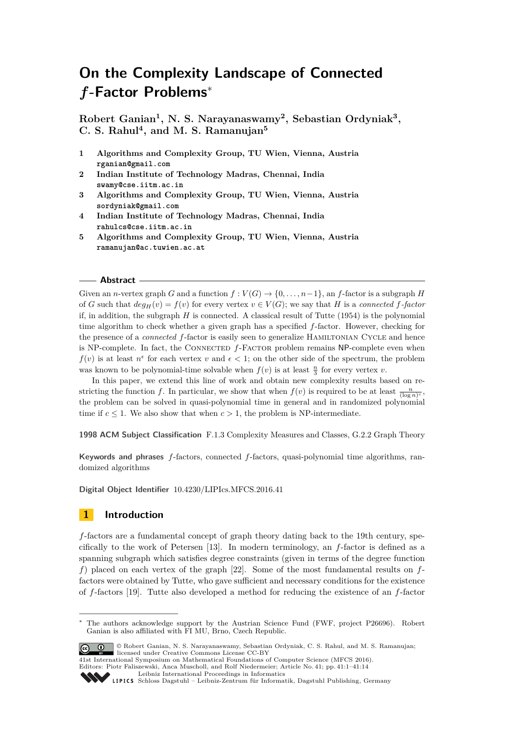# On the Complexity Landscape of Connected *f*-Factor Problems*

**Robert Ganian[1], N. S. Narayanaswamy[2], Sebastian Ordyniak[3], C. S. Rahul[4], and M. S. Ramanujan[5]**

1. **Algorithms and Complexity Group, TU Wien, Vienna, Austria**
   `rganian@gmail.com`
2. **Indian Institute of Technology Madras, Chennai, India**
   `swamy@cse.iitm.ac.in`
3. **Algorithms and Complexity Group, TU Wien, Vienna, Austria**
   `sordyniak@gmail.com`
4. **Indian Institute of Technology Madras, Chennai, India**
   `rahulcs@cse.iitm.ac.in`
5. **Algorithms and Complexity Group, TU Wien, Vienna, Austria**
   `ramanujan@ac.tuwien.ac.at`

## Abstract

Given an $n$-vertex graph $G$ and a function $f : V(G) \to \{0, \dots, n-1\}$, an $f$-factor is a subgraph $H$ of $G$ such that $deg_H(v) = f(v)$ for every vertex $v \in V(G)$; we say that $H$ is a *connected $f$-factor* if, in addition, the subgraph $H$ is connected. A classical result of Tutte (1954) is the polynomial time algorithm to check whether a given graph has a specified $f$-factor. However, checking for the presence of a *connected* $f$-factor is easily seen to generalize Hamiltonian Cycle and hence is NP-complete. In fact, the Connected $f$-Factor problem remains NP-complete even when $f(v)$ is at least $n^\epsilon$ for each vertex $v$ and $\epsilon < 1$; on the other side of the spectrum, the problem was known to be polynomial-time solvable when $f(v)$ is at least $\frac{n}{3}$ for every vertex $v$.

In this paper, we extend this line of work and obtain new complexity results based on restricting the function $f$. In particular, we show that when $f(v)$ is required to be at least $\frac{n}{(\log n)^c}$, the problem can be solved in quasi-polynomial time in general and in randomized polynomial time if $c \leq 1$. We also show that when $c > 1$, the problem is NP-intermediate.

**1998 ACM Subject Classification** F.1.3 Complexity Measures and Classes, G.2.2 Graph Theory

**Keywords and phrases** $f$-factors, connected $f$-factors, quasi-polynomial time algorithms, randomized algorithms

**Digital Object Identifier** 10.4230/LIPIcs.MFCS.2016.41

## 1 Introduction

$f$-factors are a fundamental concept of graph theory dating back to the 19th century, specifically to the work of Petersen [13]. In modern terminology, an $f$-factor is defined as a spanning subgraph which satisfies degree constraints (given in terms of the degree function $f$) placed on each vertex of the graph [22]. Some of the most fundamental results on $f$-factors were obtained by Tutte, who gave sufficient and necessary conditions for the existence of $f$-factors [19]. Tutte also developed a method for reducing the existence of an $f$-factor

---

* The authors acknowledge support by the Austrian Science Fund (FWF, project P26696). Robert Ganian is also affiliated with FI MU, Brno, Czech Republic.

© Robert Ganian, N. S. Narayanaswamy, Sebastian Ordyniak, C. S. Rahul, and M. S. Ramanujan; licensed under Creative Commons License CC-BY
41st International Symposium on Mathematical Foundations of Computer Science (MFCS 2016).
Editors: Piotr Faliszewski, Anca Muscholl, and Rolf Niedermeier; Article No. 41; pp. 41:1–41:14
Leibniz International Proceedings in Informatics
Schloss Dagstuhl – Leibniz-Zentrum für Informatik, Dagstuhl Publishing, Germany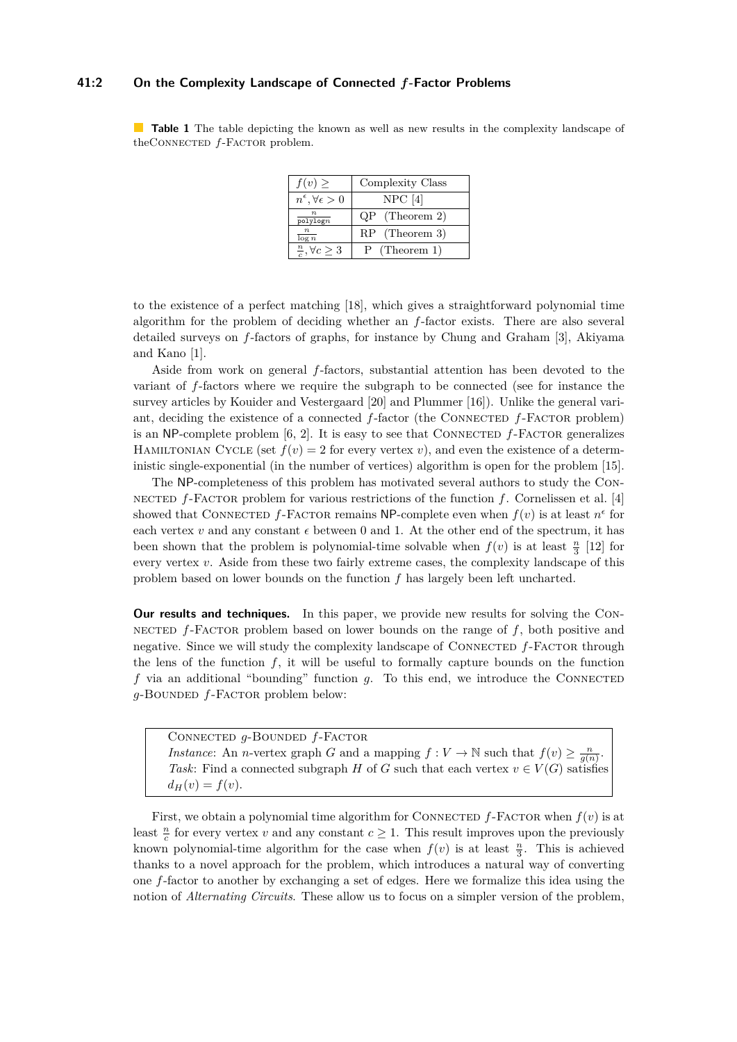**Table 1** The table depicting the known as well as new results in the complexity landscape of theConnected $f$-Factor problem.

| $f(v) \geq$ | Complexity Class |
|---|---|
| $n^{\epsilon}, \forall \epsilon > 0$ | NPC [4] |
| $\frac{n}{\texttt{polylog} n}$ | QP (Theorem 2) |
| $\frac{n}{\log n}$ | RP (Theorem 3) |
| $\frac{n}{c}, \forall c \geq 3$ | P (Theorem 1) |

to the existence of a perfect matching [18], which gives a straightforward polynomial time algorithm for the problem of deciding whether an $f$-factor exists. There are also several detailed surveys on $f$-factors of graphs, for instance by Chung and Graham [3], Akiyama and Kano [1].

Aside from work on general $f$-factors, substantial attention has been devoted to the variant of $f$-factors where we require the subgraph to be connected (see for instance the survey articles by Kouider and Vestergaard [20] and Plummer [16]). Unlike the general variant, deciding the existence of a connected $f$-factor (the Connected $f$-Factor problem) is an NP-complete problem [6, 2]. It is easy to see that Connected $f$-Factor generalizes Hamiltonian Cycle (set $f(v) = 2$ for every vertex $v$), and even the existence of a deterministic single-exponential (in the number of vertices) algorithm is open for the problem [15].

The NP-completeness of this problem has motivated several authors to study the Connected $f$-Factor problem for various restrictions of the function $f$. Cornelissen et al. [4] showed that Connected $f$-Factor remains NP-complete even when $f(v)$ is at least $n^{\epsilon}$ for each vertex $v$ and any constant $\epsilon$ between 0 and 1. At the other end of the spectrum, it has been shown that the problem is polynomial-time solvable when $f(v)$ is at least $\frac{n}{3}$ [12] for every vertex $v$. Aside from these two fairly extreme cases, the complexity landscape of this problem based on lower bounds on the function $f$ has largely been left uncharted.

**Our results and techniques.** In this paper, we provide new results for solving the Connected $f$-Factor problem based on lower bounds on the range of $f$, both positive and negative. Since we will study the complexity landscape of Connected $f$-Factor through the lens of the function $f$, it will be useful to formally capture bounds on the function $f$ via an additional "bounding" function $g$. To this end, we introduce the Connected $g$-Bounded $f$-Factor problem below:

> Connected $g$-Bounded $f$-Factor
> *Instance*: An $n$-vertex graph $G$ and a mapping $f : V \to \mathbb{N}$ such that $f(v) \geq \frac{n}{g(n)}$.
> *Task*: Find a connected subgraph $H$ of $G$ such that each vertex $v \in V(G)$ satisfies $d_H(v) = f(v)$.

First, we obtain a polynomial time algorithm for Connected $f$-Factor when $f(v)$ is at least $\frac{n}{c}$ for every vertex $v$ and any constant $c \geq 1$. This result improves upon the previously known polynomial-time algorithm for the case when $f(v)$ is at least $\frac{n}{3}$. This is achieved thanks to a novel approach for the problem, which introduces a natural way of converting one $f$-factor to another by exchanging a set of edges. Here we formalize this idea using the notion of *Alternating Circuits*. These allow us to focus on a simpler version of the problem,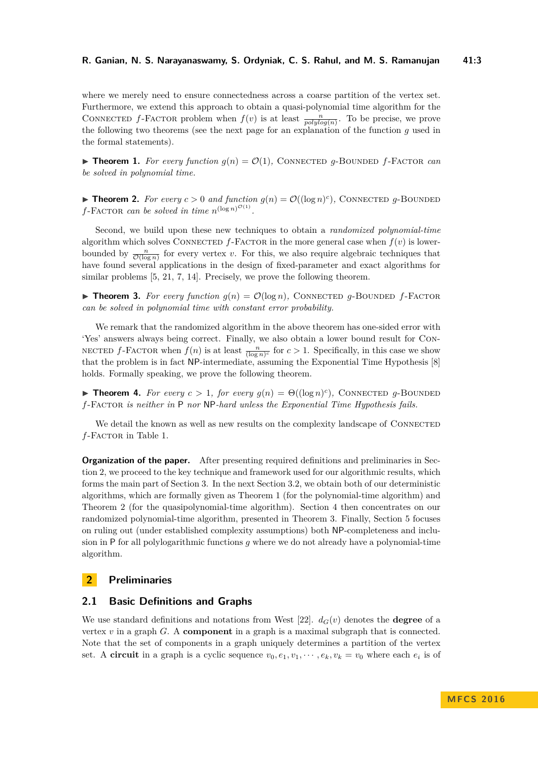where we merely need to ensure connectedness across a coarse partition of the vertex set. Furthermore, we extend this approach to obtain a quasi-polynomial time algorithm for the Connected $f$-Factor problem when $f(v)$ is at least $\frac{n}{polylog(n)}$. To be precise, we prove the following two theorems (see the next page for an explanation of the function $g$ used in the formal statements).

▶ **Theorem 1.** *For every function $g(n) = \mathcal{O}(1)$, Connected $g$-Bounded $f$-Factor can be solved in polynomial time.*

▶ **Theorem 2.** *For every $c > 0$ and function $g(n) = \mathcal{O}((\log n)^c)$, Connected $g$-Bounded $f$-Factor can be solved in time $n^{(\log n)^{\mathcal{O}(1)}}$.*

Second, we build upon these new techniques to obtain a *randomized polynomial-time* algorithm which solves Connected $f$-Factor in the more general case when $f(v)$ is lower-bounded by $\frac{n}{\mathcal{O}(\log n)}$ for every vertex $v$. For this, we also require algebraic techniques that have found several applications in the design of fixed-parameter and exact algorithms for similar problems [5, 21, 7, 14]. Precisely, we prove the following theorem.

▶ **Theorem 3.** *For every function $g(n) = \mathcal{O}(\log n)$, Connected $g$-Bounded $f$-Factor can be solved in polynomial time with constant error probability.*

We remark that the randomized algorithm in the above theorem has one-sided error with 'Yes' answers always being correct. Finally, we also obtain a lower bound result for Connected $f$-Factor when $f(n)$ is at least $\frac{n}{(\log n)^c}$ for $c > 1$. Specifically, in this case we show that the problem is in fact NP-intermediate, assuming the Exponential Time Hypothesis [8] holds. Formally speaking, we prove the following theorem.

▶ **Theorem 4.** *For every $c > 1$, for every $g(n) = \Theta((\log n)^c)$, Connected $g$-Bounded $f$-Factor is neither in P nor NP-hard unless the Exponential Time Hypothesis fails.*

We detail the known as well as new results on the complexity landscape of Connected $f$-Factor in Table 1.

**Organization of the paper.** After presenting required definitions and preliminaries in Section 2, we proceed to the key technique and framework used for our algorithmic results, which forms the main part of Section 3. In the next Section 3.2, we obtain both of our deterministic algorithms, which are formally given as Theorem 1 (for the polynomial-time algorithm) and Theorem 2 (for the quasipolynomial-time algorithm). Section 4 then concentrates on our randomized polynomial-time algorithm, presented in Theorem 3. Finally, Section 5 focuses on ruling out (under established complexity assumptions) both NP-completeness and inclusion in P for all polylogarithmic functions $g$ where we do not already have a polynomial-time algorithm.

## 2 Preliminaries

### 2.1 Basic Definitions and Graphs

We use standard definitions and notations from West [22]. $d_G(v)$ denotes the **degree** of a vertex $v$ in a graph $G$. A **component** in a graph is a maximal subgraph that is connected. Note that the set of components in a graph uniquely determines a partition of the vertex set. A **circuit** in a graph is a cyclic sequence $v_0, e_1, v_1, \cdots, e_k, v_k = v_0$ where each $e_i$ is of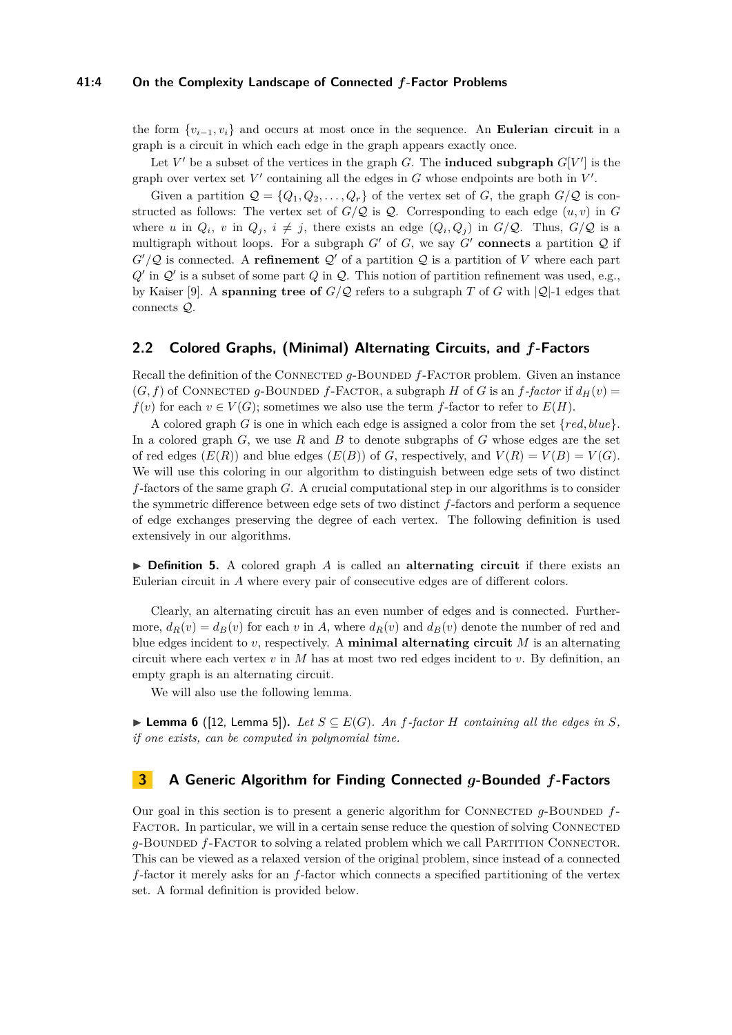the form $\{v_{i-1}, v_i\}$ and occurs at most once in the sequence. An **Eulerian circuit** in a graph is a circuit in which each edge in the graph appears exactly once.

Let $V'$ be a subset of the vertices in the graph $G$. The **induced subgraph** $G[V']$ is the graph over vertex set $V'$ containing all the edges in $G$ whose endpoints are both in $V'$.

Given a partition $\mathcal{Q} = \{Q_1, Q_2, \dots, Q_r\}$ of the vertex set of $G$, the graph $G/\mathcal{Q}$ is constructed as follows: The vertex set of $G/\mathcal{Q}$ is $\mathcal{Q}$. Corresponding to each edge $(u, v)$ in $G$ where $u$ in $Q_i$, $v$ in $Q_j$, $i \neq j$, there exists an edge $(Q_i, Q_j)$ in $G/\mathcal{Q}$. Thus, $G/\mathcal{Q}$ is a multigraph without loops. For a subgraph $G'$ of $G$, we say $G'$ **connects** a partition $\mathcal{Q}$ if $G'/\mathcal{Q}$ is connected. A **refinement** $\mathcal{Q}'$ of a partition $\mathcal{Q}$ is a partition of $V$ where each part $Q'$ in $\mathcal{Q}'$ is a subset of some part $Q$ in $\mathcal{Q}$. This notion of partition refinement was used, e.g., by Kaiser [9]. A **spanning tree of** $G/\mathcal{Q}$ refers to a subgraph $T$ of $G$ with $|\mathcal{Q}|$-1 edges that connects $\mathcal{Q}$.

## 2.2 Colored Graphs, (Minimal) Alternating Circuits, and $f$-Factors

Recall the definition of the Connected $g$-Bounded $f$-Factor problem. Given an instance $(G, f)$ of Connected $g$-Bounded $f$-Factor, a subgraph $H$ of $G$ is an $f$*-factor* if $d_H(v) = f(v)$ for each $v \in V(G)$; sometimes we also use the term $f$-factor to refer to $E(H)$.

A colored graph $G$ is one in which each edge is assigned a color from the set $\{red, blue\}$. In a colored graph $G$, we use $R$ and $B$ to denote subgraphs of $G$ whose edges are the set of red edges ($E(R)$) and blue edges ($E(B)$) of $G$, respectively, and $V(R) = V(B) = V(G)$. We will use this coloring in our algorithm to distinguish between edge sets of two distinct $f$-factors of the same graph $G$. A crucial computational step in our algorithms is to consider the symmetric difference between edge sets of two distinct $f$-factors and perform a sequence of edge exchanges preserving the degree of each vertex. The following definition is used extensively in our algorithms.

▶ **Definition 5.** A colored graph $A$ is called an **alternating circuit** if there exists an Eulerian circuit in $A$ where every pair of consecutive edges are of different colors.

Clearly, an alternating circuit has an even number of edges and is connected. Furthermore, $d_R(v) = d_B(v)$ for each $v$ in $A$, where $d_R(v)$ and $d_B(v)$ denote the number of red and blue edges incident to $v$, respectively. A **minimal alternating circuit** $M$ is an alternating circuit where each vertex $v$ in $M$ has at most two red edges incident to $v$. By definition, an empty graph is an alternating circuit.

We will also use the following lemma.

▶ **Lemma 6** ([12, Lemma 5]). *Let $S \subseteq E(G)$. An $f$-factor $H$ containing all the edges in $S$, if one exists, can be computed in polynomial time.*

# 3 A Generic Algorithm for Finding Connected $g$-Bounded $f$-Factors

Our goal in this section is to present a generic algorithm for Connected $g$-Bounded $f$-Factor. In particular, we will in a certain sense reduce the question of solving Connected $g$-Bounded $f$-Factor to solving a related problem which we call Partition Connector. This can be viewed as a relaxed version of the original problem, since instead of a connected $f$-factor it merely asks for an $f$-factor which connects a specified partitioning of the vertex set. A formal definition is provided below.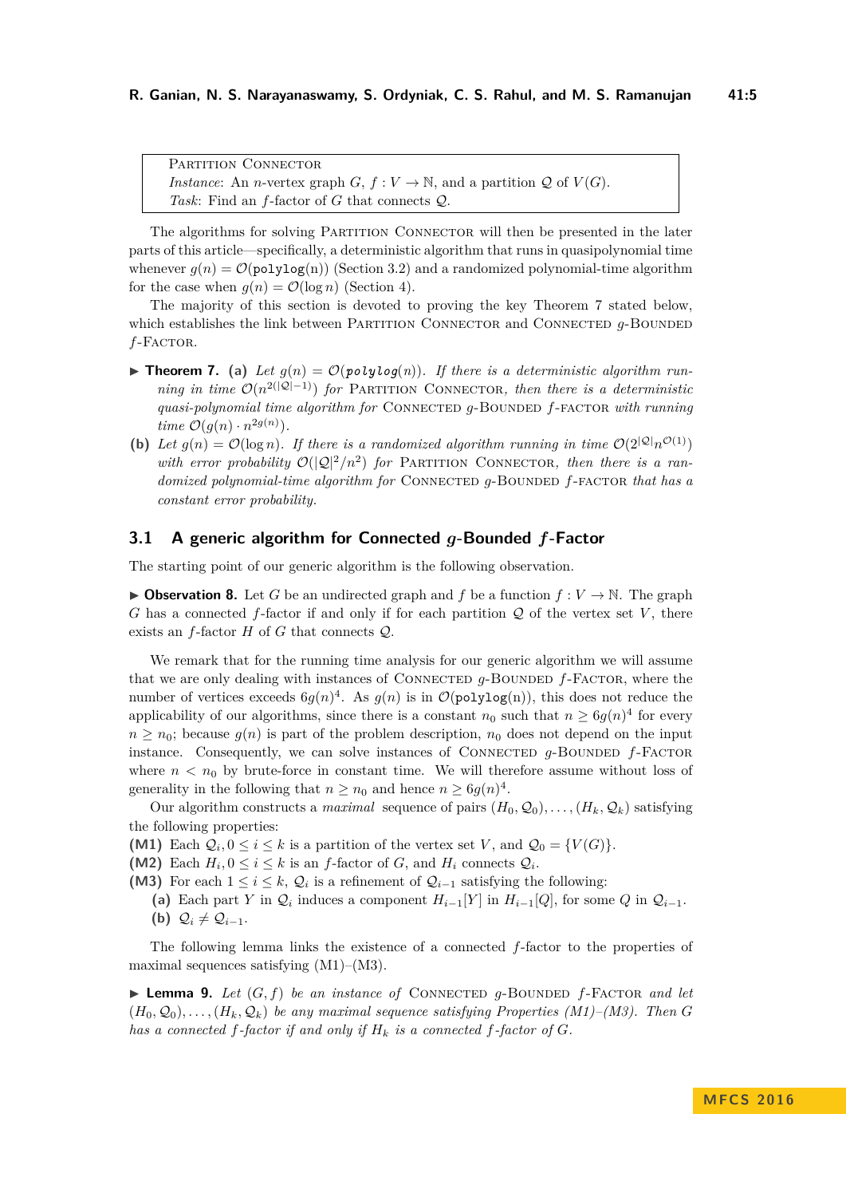> Partition Connector
> *Instance*: An $n$-vertex graph $G$, $f : V \to \mathbb{N}$, and a partition $\mathcal{Q}$ of $V(G)$.
> *Task*: Find an $f$-factor of $G$ that connects $\mathcal{Q}$.

The algorithms for solving Partition Connector will then be presented in the later parts of this article—specifically, a deterministic algorithm that runs in quasipolynomial time whenever $g(n) = \mathcal{O}(\texttt{polylog}(n))$ (Section 3.2) and a randomized polynomial-time algorithm for the case when $g(n) = \mathcal{O}(\log n)$ (Section 4).

The majority of this section is devoted to proving the key Theorem 7 stated below, which establishes the link between Partition Connector and Connected $g$-Bounded $f$-Factor.

▶ **Theorem 7.** **(a)** *Let $g(n) = \mathcal{O}(\texttt{polylog}(n))$. If there is a deterministic algorithm running in time $\mathcal{O}(n^{2(|\mathcal{Q}|-1)})$ for* Partition Connector*, then there is a deterministic quasi-polynomial time algorithm for* Connected $g$-Bounded $f$-factor *with running time $\mathcal{O}(g(n) \cdot n^{2g(n)})$.*

**(b)** *Let $g(n) = \mathcal{O}(\log n)$. If there is a randomized algorithm running in time $\mathcal{O}(2^{|\mathcal{Q}|}n^{\mathcal{O}(1)})$ with error probability $\mathcal{O}(|\mathcal{Q}|^2/n^2)$ for* Partition Connector*, then there is a randomized polynomial-time algorithm for* Connected $g$-Bounded $f$-factor *that has a constant error probability.*

## 3.1 A generic algorithm for Connected $g$-Bounded $f$-Factor

The starting point of our generic algorithm is the following observation.

▶ **Observation 8.** Let $G$ be an undirected graph and $f$ be a function $f : V \to \mathbb{N}$. The graph $G$ has a connected $f$-factor if and only if for each partition $\mathcal{Q}$ of the vertex set $V$, there exists an $f$-factor $H$ of $G$ that connects $\mathcal{Q}$.

We remark that for the running time analysis for our generic algorithm we will assume that we are only dealing with instances of Connected $g$-Bounded $f$-Factor, where the number of vertices exceeds $6g(n)^4$. As $g(n)$ is in $\mathcal{O}(\texttt{polylog}(n))$, this does not reduce the applicability of our algorithms, since there is a constant $n_0$ such that $n \geq 6g(n)^4$ for every $n \geq n_0$; because $g(n)$ is part of the problem description, $n_0$ does not depend on the input instance. Consequently, we can solve instances of Connected $g$-Bounded $f$-Factor where $n < n_0$ by brute-force in constant time. We will therefore assume without loss of generality in the following that $n \geq n_0$ and hence $n \geq 6g(n)^4$.

Our algorithm constructs a *maximal* sequence of pairs $(H_0, \mathcal{Q}_0), \ldots, (H_k, \mathcal{Q}_k)$ satisfying the following properties:

**(M1)** Each $\mathcal{Q}_i, 0 \leq i \leq k$ is a partition of the vertex set $V$, and $\mathcal{Q}_0 = \{V(G)\}$.
**(M2)** Each $H_i, 0 \leq i \leq k$ is an $f$-factor of $G$, and $H_i$ connects $\mathcal{Q}_i$.
**(M3)** For each $1 \leq i \leq k$, $\mathcal{Q}_i$ is a refinement of $\mathcal{Q}_{i-1}$ satisfying the following:
  **(a)** Each part $Y$ in $\mathcal{Q}_i$ induces a component $H_{i-1}[Y]$ in $H_{i-1}[Q]$, for some $Q$ in $\mathcal{Q}_{i-1}$.
  **(b)** $\mathcal{Q}_i \neq \mathcal{Q}_{i-1}$.

The following lemma links the existence of a connected $f$-factor to the properties of maximal sequences satisfying (M1)–(M3).

▶ **Lemma 9.** *Let $(G, f)$ be an instance of* Connected $g$-Bounded $f$-Factor *and let $(H_0, \mathcal{Q}_0), \ldots, (H_k, \mathcal{Q}_k)$ be any maximal sequence satisfying Properties (M1)–(M3). Then $G$ has a connected $f$-factor if and only if $H_k$ is a connected $f$-factor of $G$.*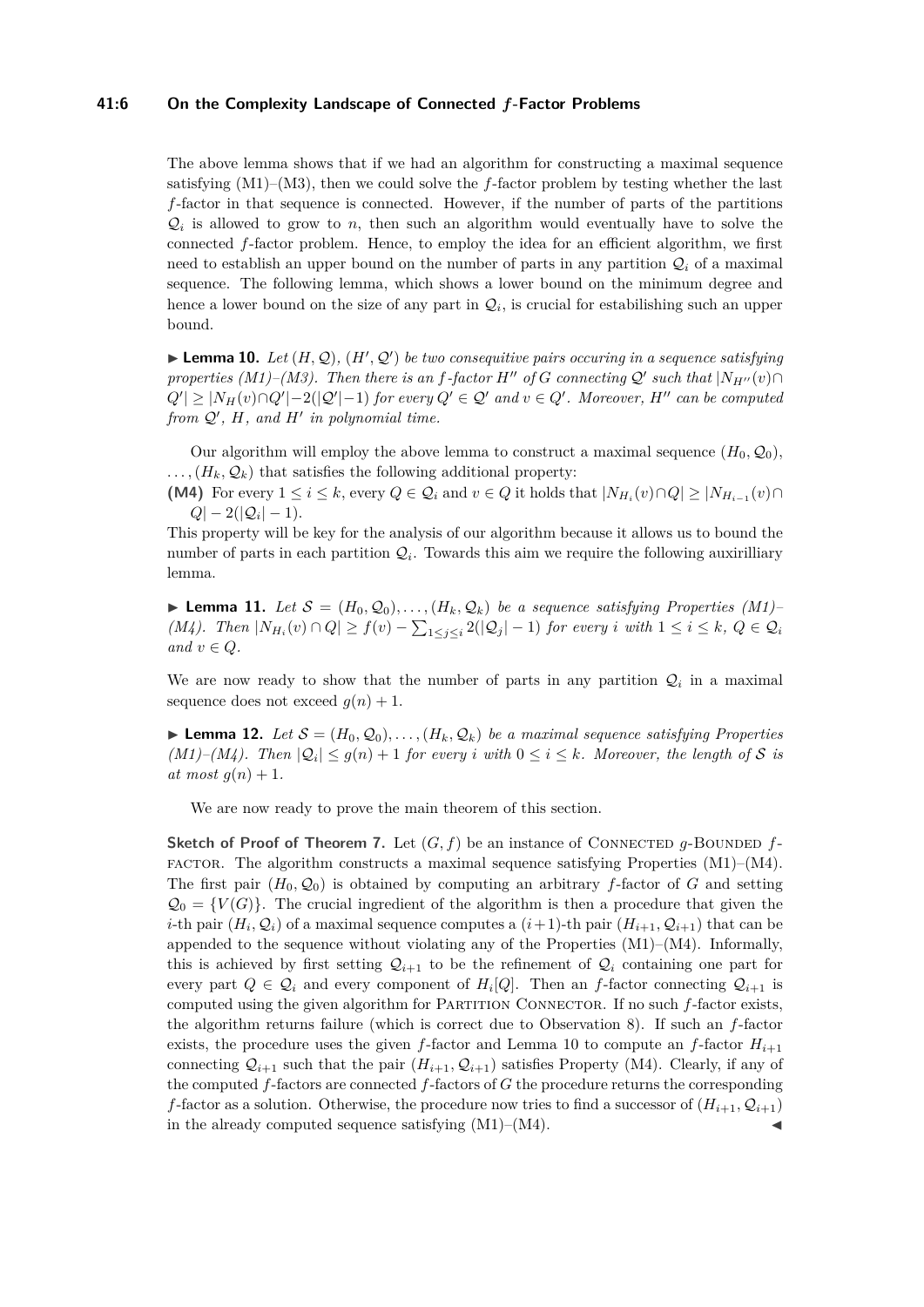The above lemma shows that if we had an algorithm for constructing a maximal sequence satisfying (M1)–(M3), then we could solve the $f$-factor problem by testing whether the last $f$-factor in that sequence is connected. However, if the number of parts of the partitions $\mathcal{Q}_i$ is allowed to grow to $n$, then such an algorithm would eventually have to solve the connected $f$-factor problem. Hence, to employ the idea for an efficient algorithm, we first need to establish an upper bound on the number of parts in any partition $\mathcal{Q}_i$ of a maximal sequence. The following lemma, which shows a lower bound on the minimum degree and hence a lower bound on the size of any part in $\mathcal{Q}_i$, is crucial for estabilishing such an upper bound.

▶ **Lemma 10.** *Let $(H, \mathcal{Q})$, $(H', \mathcal{Q}')$ be two consequitive pairs occuring in a sequence satisfying properties (M1)–(M3). Then there is an $f$-factor $H''$ of $G$ connecting $\mathcal{Q}'$ such that $|N_{H''}(v) \cap Q'| \geq |N_H(v) \cap Q'| - 2(|\mathcal{Q}'|-1)$ for every $Q' \in \mathcal{Q}'$ and $v \in Q'$. Moreover, $H''$ can be computed from $\mathcal{Q}'$, $H$, and $H'$ in polynomial time.*

Our algorithm will employ the above lemma to construct a maximal sequence $(H_0, \mathcal{Q}_0)$, $\ldots, (H_k, \mathcal{Q}_k)$ that satisfies the following additional property:

**(M4)** For every $1 \leq i \leq k$, every $Q \in \mathcal{Q}_i$ and $v \in Q$ it holds that $|N_{H_i}(v) \cap Q| \geq |N_{H_{i-1}}(v) \cap Q| - 2(|\mathcal{Q}_i| - 1)$.

This property will be key for the analysis of our algorithm because it allows us to bound the number of parts in each partition $\mathcal{Q}_i$. Towards this aim we require the following auxirilliary lemma.

▶ **Lemma 11.** *Let $\mathcal{S} = (H_0, \mathcal{Q}_0), \ldots, (H_k, \mathcal{Q}_k)$ be a sequence satisfying Properties (M1)–(M4). Then $|N_{H_i}(v) \cap Q| \geq f(v) - \sum_{1 \leq j \leq i} 2(|\mathcal{Q}_j| - 1)$ for every $i$ with $1 \leq i \leq k$, $Q \in \mathcal{Q}_i$ and $v \in Q$.*

We are now ready to show that the number of parts in any partition $\mathcal{Q}_i$ in a maximal sequence does not exceed $g(n) + 1$.

▶ **Lemma 12.** *Let $\mathcal{S} = (H_0, \mathcal{Q}_0), \ldots, (H_k, \mathcal{Q}_k)$ be a maximal sequence satisfying Properties (M1)–(M4). Then $|\mathcal{Q}_i| \leq g(n) + 1$ for every $i$ with $0 \leq i \leq k$. Moreover, the length of $\mathcal{S}$ is at most $g(n) + 1$.*

We are now ready to prove the main theorem of this section.

**Sketch of Proof of Theorem 7.** Let $(G, f)$ be an instance of Connected $g$-Bounded $f$-factor. The algorithm constructs a maximal sequence satisfying Properties (M1)–(M4). The first pair $(H_0, \mathcal{Q}_0)$ is obtained by computing an arbitrary $f$-factor of $G$ and setting $\mathcal{Q}_0 = \{V(G)\}$. The crucial ingredient of the algorithm is then a procedure that given the $i$-th pair $(H_i, \mathcal{Q}_i)$ of a maximal sequence computes a $(i+1)$-th pair $(H_{i+1}, \mathcal{Q}_{i+1})$ that can be appended to the sequence without violating any of the Properties (M1)–(M4). Informally, this is achieved by first setting $\mathcal{Q}_{i+1}$ to be the refinement of $\mathcal{Q}_i$ containing one part for every part $Q \in \mathcal{Q}_i$ and every component of $H_i[Q]$. Then an $f$-factor connecting $\mathcal{Q}_{i+1}$ is computed using the given algorithm for Partition Connector. If no such $f$-factor exists, the algorithm returns failure (which is correct due to Observation 8). If such an $f$-factor exists, the procedure uses the given $f$-factor and Lemma 10 to compute an $f$-factor $H_{i+1}$ connecting $\mathcal{Q}_{i+1}$ such that the pair $(H_{i+1}, \mathcal{Q}_{i+1})$ satisfies Property (M4). Clearly, if any of the computed $f$-factors are connected $f$-factors of $G$ the procedure returns the corresponding $f$-factor as a solution. Otherwise, the procedure now tries to find a successor of $(H_{i+1}, \mathcal{Q}_{i+1})$ in the already computed sequence satisfying (M1)–(M4). ◀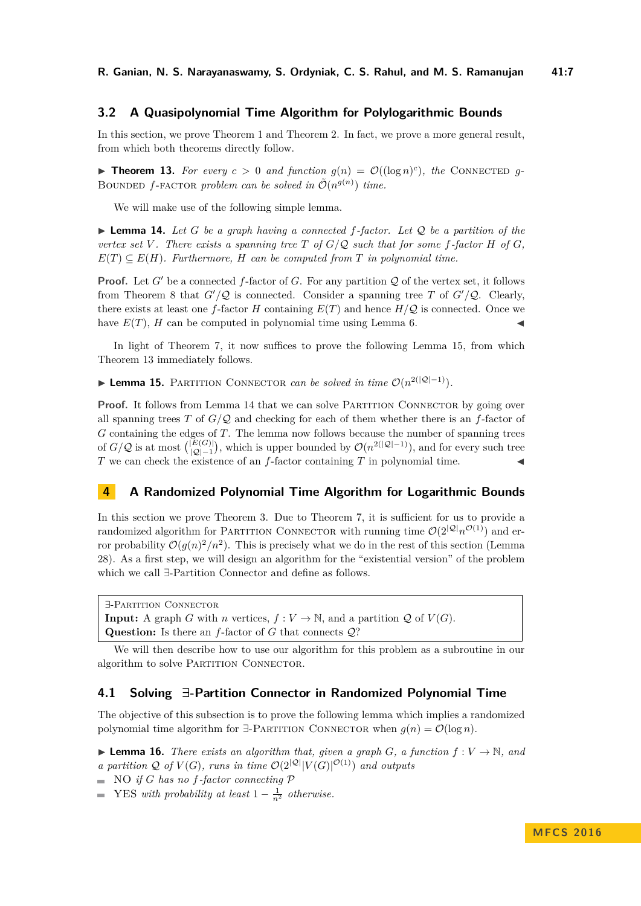## 3.2 A Quasipolynomial Time Algorithm for Polylogarithmic Bounds

In this section, we prove Theorem 1 and Theorem 2. In fact, we prove a more general result, from which both theorems directly follow.

▶ **Theorem 13.** *For every $c > 0$ and function $g(n) = \mathcal{O}((\log n)^c)$, the* Connected $g$-Bounded $f$-factor *problem can be solved in $\tilde{\mathcal{O}}(n^{g(n)})$ time.*

We will make use of the following simple lemma.

▶ **Lemma 14.** *Let $G$ be a graph having a connected $f$-factor. Let $\mathcal{Q}$ be a partition of the vertex set $V$. There exists a spanning tree $T$ of $G/\mathcal{Q}$ such that for some $f$-factor $H$ of $G$, $E(T) \subseteq E(H)$. Furthermore, $H$ can be computed from $T$ in polynomial time.*

**Proof.** Let $G'$ be a connected $f$-factor of $G$. For any partition $\mathcal{Q}$ of the vertex set, it follows from Theorem 8 that $G'/\mathcal{Q}$ is connected. Consider a spanning tree $T$ of $G'/\mathcal{Q}$. Clearly, there exists at least one $f$-factor $H$ containing $E(T)$ and hence $H/\mathcal{Q}$ is connected. Once we have $E(T)$, $H$ can be computed in polynomial time using Lemma 6. ◀

In light of Theorem 7, it now suffices to prove the following Lemma 15, from which Theorem 13 immediately follows.

▶ **Lemma 15.** Partition Connector *can be solved in time $\mathcal{O}(n^{2(|\mathcal{Q}|-1)})$.*

**Proof.** It follows from Lemma 14 that we can solve Partition Connector by going over all spanning trees $T$ of $G/\mathcal{Q}$ and checking for each of them whether there is an $f$-factor of $G$ containing the edges of $T$. The lemma now follows because the number of spanning trees of $G/\mathcal{Q}$ is at most $\binom{|E(G)|}{|\mathcal{Q}|-1}$, which is upper bounded by $\mathcal{O}(n^{2(|\mathcal{Q}|-1)})$, and for every such tree $T$ we can check the existence of an $f$-factor containing $T$ in polynomial time. ◀

# 4 A Randomized Polynomial Time Algorithm for Logarithmic Bounds

In this section we prove Theorem 3. Due to Theorem 7, it is sufficient for us to provide a randomized algorithm for Partition Connector with running time $\mathcal{O}(2^{|\mathcal{Q}|}n^{\mathcal{O}(1)})$ and error probability $\mathcal{O}(g(n)^2/n^2)$. This is precisely what we do in the rest of this section (Lemma 28). As a first step, we will design an algorithm for the "existential version" of the problem which we call ∃-Partition Connector and define as follows.

∃-Partition Connector
**Input:** A graph $G$ with $n$ vertices, $f : V \to \mathbb{N}$, and a partition $\mathcal{Q}$ of $V(G)$.
**Question:** Is there an $f$-factor of $G$ that connects $\mathcal{Q}$?

We will then describe how to use our algorithm for this problem as a subroutine in our algorithm to solve Partition Connector.

## 4.1 Solving ∃-Partition Connector in Randomized Polynomial Time

The objective of this subsection is to prove the following lemma which implies a randomized polynomial time algorithm for ∃-Partition Connector when $g(n) = \mathcal{O}(\log n)$.

▶ **Lemma 16.** *There exists an algorithm that, given a graph $G$, a function $f : V \to \mathbb{N}$, and a partition $\mathcal{Q}$ of $V(G)$, runs in time $\mathcal{O}(2^{|\mathcal{Q}|}|V(G)|^{\mathcal{O}(1)})$ and outputs*

- NO *if $G$ has no $f$-factor connecting $\mathcal{P}$*
- YES *with probability at least $1 - \frac{1}{n^2}$ otherwise.*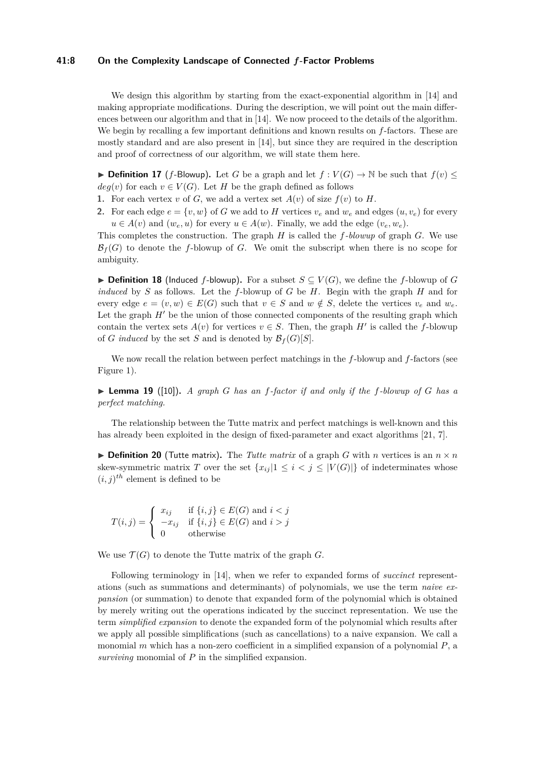We design this algorithm by starting from the exact-exponential algorithm in [14] and making appropriate modifications. During the description, we will point out the main differences between our algorithm and that in [14]. We now proceed to the details of the algorithm. We begin by recalling a few important definitions and known results on $f$-factors. These are mostly standard and are also present in [14], but since they are required in the description and proof of correctness of our algorithm, we will state them here.

▶ **Definition 17** ($f$-Blowup)**.** Let $G$ be a graph and let $f : V(G) \to \mathbb{N}$ be such that $f(v) \leq deg(v)$ for each $v \in V(G)$. Let $H$ be the graph defined as follows

1. For each vertex $v$ of $G$, we add a vertex set $A(v)$ of size $f(v)$ to $H$.
2. For each edge $e = \{v, w\}$ of $G$ we add to $H$ vertices $v_e$ and $w_e$ and edges $(u, v_e)$ for every $u \in A(v)$ and $(w_e, u)$ for every $u \in A(w)$. Finally, we add the edge $(v_e, w_e)$.

This completes the construction. The graph $H$ is called the *$f$-blowup* of graph $G$. We use $\mathcal{B}_f(G)$ to denote the $f$-blowup of $G$. We omit the subscript when there is no scope for ambiguity.

▶ **Definition 18** (Induced $f$-blowup)**.** For a subset $S \subseteq V(G)$, we define the $f$-blowup of $G$ *induced* by $S$ as follows. Let the $f$-blowup of $G$ be $H$. Begin with the graph $H$ and for every edge $e = (v, w) \in E(G)$ such that $v \in S$ and $w \notin S$, delete the vertices $v_e$ and $w_e$. Let the graph $H'$ be the union of those connected components of the resulting graph which contain the vertex sets $A(v)$ for vertices $v \in S$. Then, the graph $H'$ is called the $f$-blowup of $G$ *induced* by the set $S$ and is denoted by $\mathcal{B}_f(G)[S]$.

We now recall the relation between perfect matchings in the $f$-blowup and $f$-factors (see Figure 1).

▶ **Lemma 19** ([10])**.** *A graph $G$ has an $f$-factor if and only if the $f$-blowup of $G$ has a perfect matching.*

The relationship between the Tutte matrix and perfect matchings is well-known and this has already been exploited in the design of fixed-parameter and exact algorithms [21, 7].

▶ **Definition 20** (Tutte matrix)**.** The *Tutte matrix* of a graph $G$ with $n$ vertices is an $n \times n$ skew-symmetric matrix $T$ over the set $\{x_{ij} | 1 \leq i < j \leq |V(G)|\}$ of indeterminates whose $(i,j)^{th}$ element is defined to be

$$T(i,j) = \begin{cases} x_{ij} & \text{if } \{i,j\} \in E(G) \text{ and } i < j \\ -x_{ij} & \text{if } \{i,j\} \in E(G) \text{ and } i > j \\ 0 & \text{otherwise} \end{cases}$$

We use $\mathcal{T}(G)$ to denote the Tutte matrix of the graph $G$.

Following terminology in [14], when we refer to expanded forms of *succinct* representations (such as summations and determinants) of polynomials, we use the term *naive expansion* (or summation) to denote that expanded form of the polynomial which is obtained by merely writing out the operations indicated by the succinct representation. We use the term *simplified expansion* to denote the expanded form of the polynomial which results after we apply all possible simplifications (such as cancellations) to a naive expansion. We call a monomial $m$ which has a non-zero coefficient in a simplified expansion of a polynomial $P$, a *surviving* monomial of $P$ in the simplified expansion.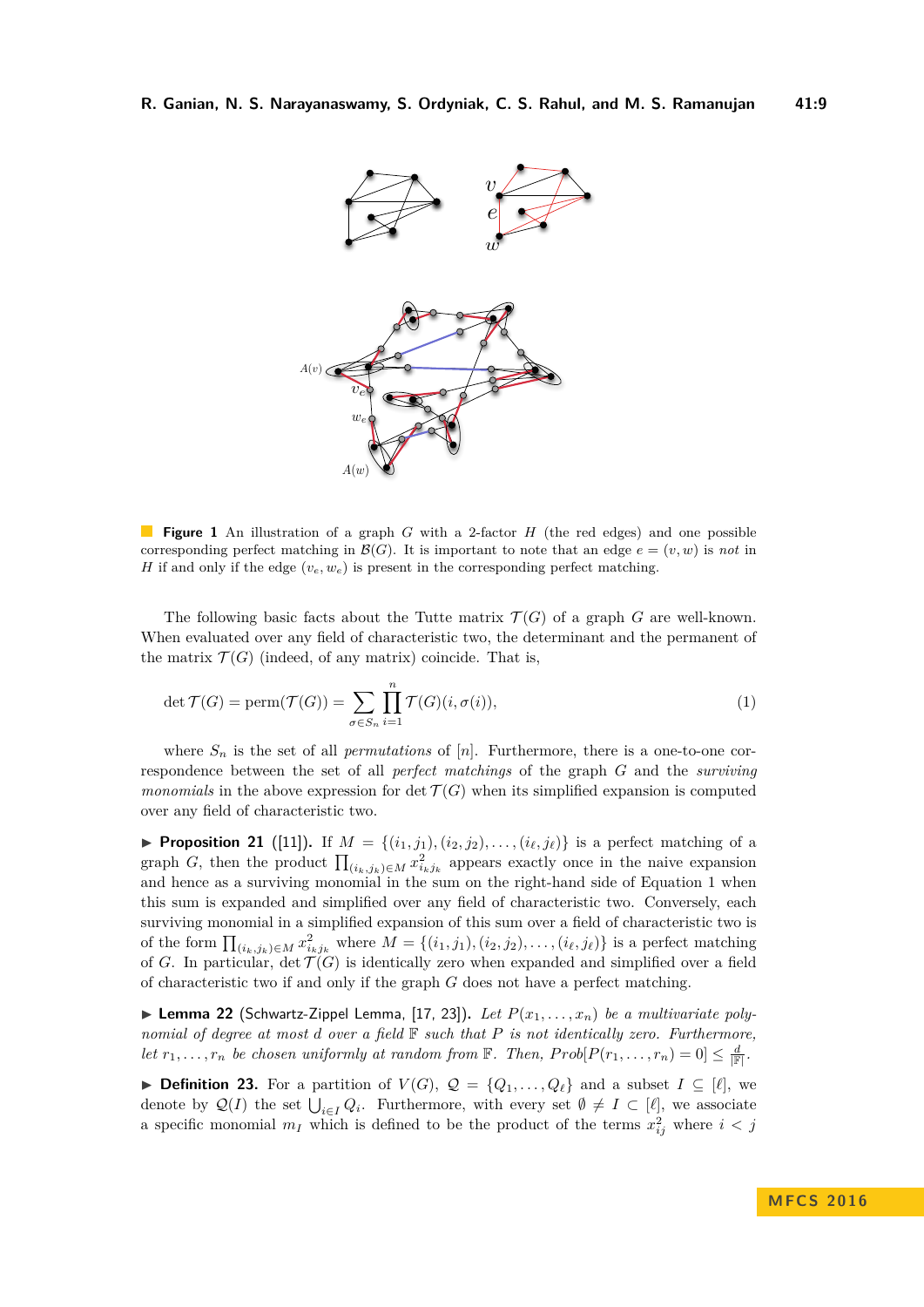**Figure 1** An illustration of a graph $G$ with a 2-factor $H$ (the red edges) and one possible corresponding perfect matching in $\mathcal{B}(G)$. It is important to note that an edge $e = (v, w)$ is *not* in $H$ if and only if the edge $(v_e, w_e)$ is present in the corresponding perfect matching.

The following basic facts about the Tutte matrix $\mathcal{T}(G)$ of a graph $G$ are well-known. When evaluated over any field of characteristic two, the determinant and the permanent of the matrix $\mathcal{T}(G)$ (indeed, of any matrix) coincide. That is,

$$\det \mathcal{T}(G) = \text{perm}(\mathcal{T}(G)) = \sum_{\sigma \in S_n} \prod_{i=1}^{n} \mathcal{T}(G)(i, \sigma(i)), \tag{1}$$

where $S_n$ is the set of all *permutations* of $[n]$. Furthermore, there is a one-to-one correspondence between the set of all *perfect matchings* of the graph $G$ and the *surviving monomials* in the above expression for $\det \mathcal{T}(G)$ when its simplified expansion is computed over any field of characteristic two.

▶ **Proposition 21** ([11]). If $M = \{(i_1, j_1), (i_2, j_2), \ldots, (i_\ell, j_\ell)\}$ is a perfect matching of a graph $G$, then the product $\prod_{(i_k,j_k)\in M} x^2_{i_k j_k}$ appears exactly once in the naive expansion and hence as a surviving monomial in the sum on the right-hand side of Equation 1 when this sum is expanded and simplified over any field of characteristic two. Conversely, each surviving monomial in a simplified expansion of this sum over a field of characteristic two is of the form $\prod_{(i_k,j_k)\in M} x^2_{i_k j_k}$ where $M = \{(i_1, j_1), (i_2, j_2), \ldots, (i_\ell, j_\ell)\}$ is a perfect matching of $G$. In particular, $\det \mathcal{T}(G)$ is identically zero when expanded and simplified over a field of characteristic two if and only if the graph $G$ does not have a perfect matching.

▶ **Lemma 22** (Schwartz-Zippel Lemma, [17, 23]). *Let $P(x_1, \ldots, x_n)$ be a multivariate polynomial of degree at most $d$ over a field $\mathbb{F}$ such that $P$ is not identically zero. Furthermore, let $r_1, \ldots, r_n$ be chosen uniformly at random from $\mathbb{F}$. Then, $Prob[P(r_1, \ldots, r_n) = 0] \le \frac{d}{|\mathbb{F}|}$.*

▶ **Definition 23.** For a partition of $V(G)$, $\mathcal{Q} = \{Q_1, \ldots, Q_\ell\}$ and a subset $I \subseteq [\ell]$, we denote by $\mathcal{Q}(I)$ the set $\bigcup_{i\in I} Q_i$. Furthermore, with every set $\emptyset \neq I \subset [\ell]$, we associate a specific monomial $m_I$ which is defined to be the product of the terms $x^2_{ij}$ where $i < j$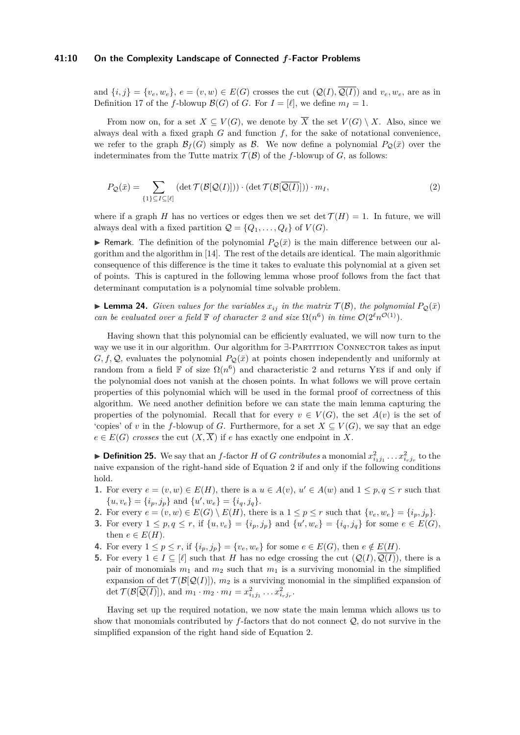and $\{i,j\} = \{v_e, w_e\}$, $e = (v,w) \in E(G)$ crosses the cut $(\mathcal{Q}(I), \overline{\mathcal{Q}(I)})$ and $v_e, w_e$, are as in Definition 17 of the $f$-blowup $\mathcal{B}(G)$ of $G$. For $I = [\ell]$, we define $m_I = 1$.

From now on, for a set $X \subseteq V(G)$, we denote by $\overline{X}$ the set $V(G) \setminus X$. Also, since we always deal with a fixed graph $G$ and function $f$, for the sake of notational convenience, we refer to the graph $\mathcal{B}_f(G)$ simply as $\mathcal{B}$. We now define a polynomial $P_{\mathcal{Q}}(\bar{x})$ over the indeterminates from the Tutte matrix $\mathcal{T}(\mathcal{B})$ of the $f$-blowup of $G$, as follows:

$$P_{\mathcal{Q}}(\bar{x}) = \sum_{\{1\} \subseteq I \subseteq [\ell]} (\det \mathcal{T}(\mathcal{B}[\mathcal{Q}(I)])) \cdot (\det \mathcal{T}(\mathcal{B}[\overline{\mathcal{Q}(I)}])) \cdot m_I, \tag{2}$$

where if a graph $H$ has no vertices or edges then we set $\det \mathcal{T}(H) = 1$. In future, we will always deal with a fixed partition $\mathcal{Q} = \{Q_1, \ldots, Q_\ell\}$ of $V(G)$.

▶ Remark. The definition of the polynomial $P_{\mathcal{Q}}(\bar{x})$ is the main difference between our algorithm and the algorithm in [14]. The rest of the details are identical. The main algorithmic consequence of this difference is the time it takes to evaluate this polynomial at a given set of points. This is captured in the following lemma whose proof follows from the fact that determinant computation is a polynomial time solvable problem.

▶ **Lemma 24.** *Given values for the variables $x_{ij}$ in the matrix $\mathcal{T}(\mathcal{B})$, the polynomial $P_{\mathcal{Q}}(\bar{x})$ can be evaluated over a field $\mathbb{F}$ of character 2 and size $\Omega(n^6)$ in time $\mathcal{O}(2^\ell n^{\mathcal{O}(1)})$.*

Having shown that this polynomial can be efficiently evaluated, we will now turn to the way we use it in our algorithm. Our algorithm for ∃-Partition Connector takes as input $G, f, \mathcal{Q}$, evaluates the polynomial $P_{\mathcal{Q}}(\bar{x})$ at points chosen independently and uniformly at random from a field $\mathbb{F}$ of size $\Omega(n^6)$ and characteristic 2 and returns Yes if and only if the polynomial does not vanish at the chosen points. In what follows we will prove certain properties of this polynomial which will be used in the formal proof of correctness of this algorithm. We need another definition before we can state the main lemma capturing the properties of the polynomial. Recall that for every $v \in V(G)$, the set $A(v)$ is the set of 'copies' of $v$ in the $f$-blowup of $G$. Furthermore, for a set $X \subseteq V(G)$, we say that an edge $e \in E(G)$ *crosses* the cut $(X, \overline{X})$ if $e$ has exactly one endpoint in $X$.

▶ **Definition 25.** We say that an $f$-factor $H$ of $G$ *contributes* a monomial $x^2_{i_1 j_1} \ldots x^2_{i_r j_r}$ to the naive expansion of the right-hand side of Equation 2 if and only if the following conditions hold.

1. For every $e = (v,w) \in E(H)$, there is a $u \in A(v)$, $u' \in A(w)$ and $1 \le p, q \le r$ such that $\{u, v_e\} = \{i_p, j_p\}$ and $\{u', w_e\} = \{i_q, j_q\}$.
2. For every $e = (v,w) \in E(G) \setminus E(H)$, there is a $1 \le p \le r$ such that $\{v_e, w_e\} = \{i_p, j_p\}$.
3. For every $1 \le p, q \le r$, if $\{u, v_e\} = \{i_p, j_p\}$ and $\{u', w_e\} = \{i_q, j_q\}$ for some $e \in E(G)$, then $e \in E(H)$.
4. For every $1 \le p \le r$, if $\{i_p, j_p\} = \{v_e, w_e\}$ for some $e \in E(G)$, then $e \notin E(H)$.
5. For every $1 \in I \subseteq [\ell]$ such that $H$ has no edge crossing the cut $(\mathcal{Q}(I), \overline{\mathcal{Q}(I)})$, there is a pair of monomials $m_1$ and $m_2$ such that $m_1$ is a surviving monomial in the simplified expansion of $\det \mathcal{T}(\mathcal{B}[\mathcal{Q}(I)])$, $m_2$ is a surviving monomial in the simplified expansion of $\det \mathcal{T}(\mathcal{B}[\overline{\mathcal{Q}(I)}])$, and $m_1 \cdot m_2 \cdot m_I = x^2_{i_1 j_1} \ldots x^2_{i_r j_r}$.

Having set up the required notation, we now state the main lemma which allows us to show that monomials contributed by $f$-factors that do not connect $\mathcal{Q}$, do not survive in the simplified expansion of the right hand side of Equation 2.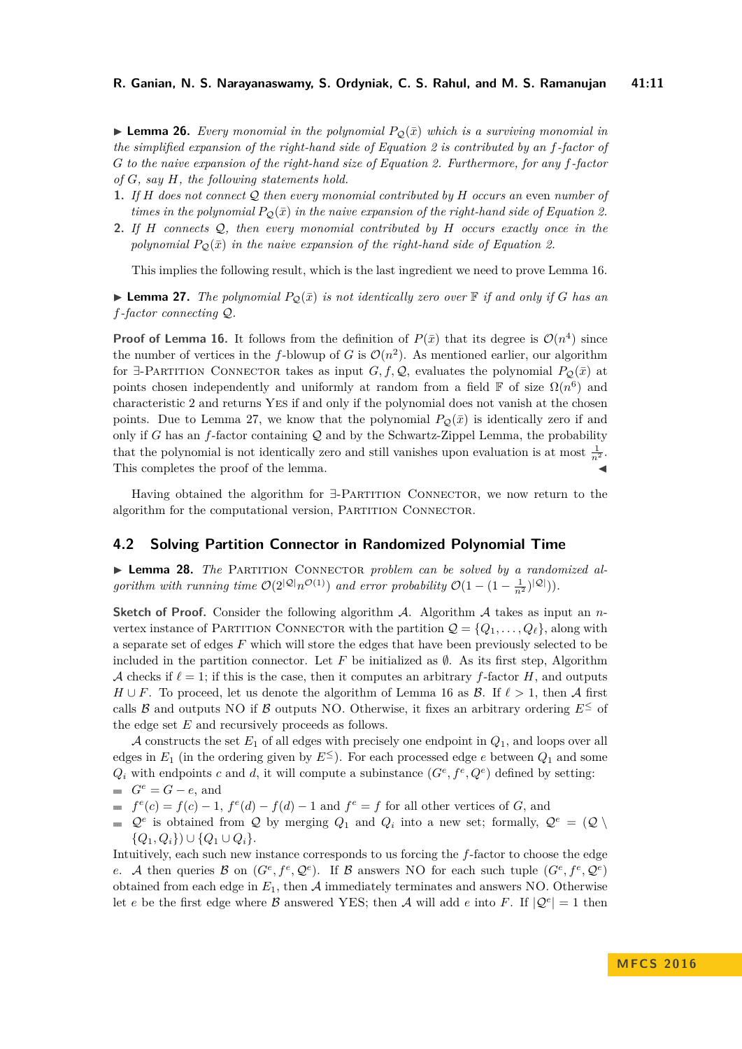▶ **Lemma 26.** *Every monomial in the polynomial $P_{\mathcal{Q}}(\bar{x})$ which is a surviving monomial in the simplified expansion of the right-hand side of Equation 2 is contributed by an $f$-factor of $G$ to the naive expansion of the right-hand size of Equation 2. Furthermore, for any $f$-factor of $G$, say $H$, the following statements hold.*

1. *If $H$ does not connect $\mathcal{Q}$ then every monomial contributed by $H$ occurs an* even *number of times in the polynomial $P_{\mathcal{Q}}(\bar{x})$ in the naive expansion of the right-hand side of Equation 2.*
2. *If $H$ connects $\mathcal{Q}$, then every monomial contributed by $H$ occurs exactly once in the polynomial $P_{\mathcal{Q}}(\bar{x})$ in the naive expansion of the right-hand side of Equation 2.*

This implies the following result, which is the last ingredient we need to prove Lemma 16.

▶ **Lemma 27.** *The polynomial $P_{\mathcal{Q}}(\bar{x})$ is not identically zero over $\mathbb{F}$ if and only if $G$ has an $f$-factor connecting $\mathcal{Q}$.*

**Proof of Lemma 16.** It follows from the definition of $P(\bar{x})$ that its degree is $\mathcal{O}(n^4)$ since the number of vertices in the $f$-blowup of $G$ is $\mathcal{O}(n^2)$. As mentioned earlier, our algorithm for ∃-Partition Connector takes as input $G, f, \mathcal{Q}$, evaluates the polynomial $P_{\mathcal{Q}}(\bar{x})$ at points chosen independently and uniformly at random from a field $\mathbb{F}$ of size $\Omega(n^6)$ and characteristic 2 and returns Yes if and only if the polynomial does not vanish at the chosen points. Due to Lemma 27, we know that the polynomial $P_{\mathcal{Q}}(\bar{x})$ is identically zero if and only if $G$ has an $f$-factor containing $\mathcal{Q}$ and by the Schwartz-Zippel Lemma, the probability that the polynomial is not identically zero and still vanishes upon evaluation is at most $\frac{1}{n^2}$. This completes the proof of the lemma. ◀

Having obtained the algorithm for ∃-Partition Connector, we now return to the algorithm for the computational version, Partition Connector.

## 4.2 Solving Partition Connector in Randomized Polynomial Time

▶ **Lemma 28.** *The* Partition Connector *problem can be solved by a randomized algorithm with running time $\mathcal{O}(2^{|\mathcal{Q}|}n^{\mathcal{O}(1)})$ and error probability $\mathcal{O}(1-(1-\frac{1}{n^2})^{|\mathcal{Q}|})$.*

**Sketch of Proof.** Consider the following algorithm $\mathcal{A}$. Algorithm $\mathcal{A}$ takes as input an $n$-vertex instance of Partition Connector with the partition $\mathcal{Q} = \{Q_1, \ldots, Q_\ell\}$, along with a separate set of edges $F$ which will store the edges that have been previously selected to be included in the partition connector. Let $F$ be initialized as $\emptyset$. As its first step, Algorithm $\mathcal{A}$ checks if $\ell = 1$; if this is the case, then it computes an arbitrary $f$-factor $H$, and outputs $H \cup F$. To proceed, let us denote the algorithm of Lemma 16 as $\mathcal{B}$. If $\ell > 1$, then $\mathcal{A}$ first calls $\mathcal{B}$ and outputs NO if $\mathcal{B}$ outputs NO. Otherwise, it fixes an arbitrary ordering $E^{\leq}$ of the edge set $E$ and recursively proceeds as follows.

$\mathcal{A}$ constructs the set $E_1$ of all edges with precisely one endpoint in $Q_1$, and loops over all edges in $E_1$ (in the ordering given by $E^{\leq}$). For each processed edge $e$ between $Q_1$ and some $Q_i$ with endpoints $c$ and $d$, it will compute a subinstance $(G^e, f^e, \mathcal{Q}^e)$ defined by setting:

- $G^e = G - e$, and
- $f^e(c) = f(c) - 1$, $f^e(d) - f(d) - 1$ and $f^e = f$ for all other vertices of $G$, and
- $\mathcal{Q}^e$ is obtained from $\mathcal{Q}$ by merging $Q_1$ and $Q_i$ into a new set; formally, $\mathcal{Q}^e = (\mathcal{Q} \setminus \{Q_1, Q_i\}) \cup \{Q_1 \cup Q_i\}$.

Intuitively, each such new instance corresponds to us forcing the $f$-factor to choose the edge $e$. $\mathcal{A}$ then queries $\mathcal{B}$ on $(G^e, f^e, \mathcal{Q}^e)$. If $\mathcal{B}$ answers NO for each such tuple $(G^e, f^e, \mathcal{Q}^e)$ obtained from each edge in $E_1$, then $\mathcal{A}$ immediately terminates and answers NO. Otherwise let $e$ be the first edge where $\mathcal{B}$ answered YES; then $\mathcal{A}$ will add $e$ into $F$. If $|\mathcal{Q}^e| = 1$ then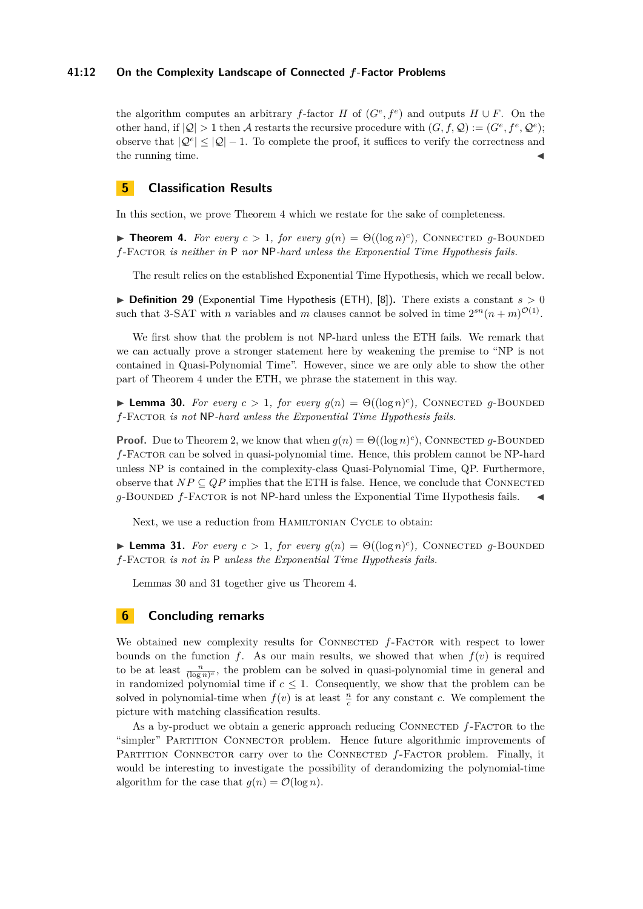the algorithm computes an arbitrary $f$-factor $H$ of $(G^e, f^e)$ and outputs $H \cup F$. On the other hand, if $|\mathcal{Q}| > 1$ then $\mathcal{A}$ restarts the recursive procedure with $(G, f, \mathcal{Q}) := (G^e, f^e, \mathcal{Q}^e)$; observe that $|\mathcal{Q}^e| \leq |\mathcal{Q}| - 1$. To complete the proof, it suffices to verify the correctness and the running time. ◀

## 5 Classification Results

In this section, we prove Theorem 4 which we restate for the sake of completeness.

▶ **Theorem 4.** *For every $c > 1$, for every $g(n) = \Theta((\log n)^c)$,* Connected *g*-Bounded *f*-Factor *is neither in* P *nor* NP*-hard unless the Exponential Time Hypothesis fails.*

The result relies on the established Exponential Time Hypothesis, which we recall below.

▶ **Definition 29** (Exponential Time Hypothesis (ETH), [8])**.** There exists a constant $s > 0$ such that 3-SAT with $n$ variables and $m$ clauses cannot be solved in time $2^{sn}(n+m)^{\mathcal{O}(1)}$.

We first show that the problem is not NP-hard unless the ETH fails. We remark that we can actually prove a stronger statement here by weakening the premise to "NP is not contained in Quasi-Polynomial Time". However, since we are only able to show the other part of Theorem 4 under the ETH, we phrase the statement in this way.

▶ **Lemma 30.** *For every $c > 1$, for every $g(n) = \Theta((\log n)^c)$,* Connected *g*-Bounded *f*-Factor *is not* NP*-hard unless the Exponential Time Hypothesis fails.*

**Proof.** Due to Theorem 2, we know that when $g(n) = \Theta((\log n)^c)$, Connected $g$-Bounded $f$-Factor can be solved in quasi-polynomial time. Hence, this problem cannot be NP-hard unless NP is contained in the complexity-class Quasi-Polynomial Time, QP. Furthermore, observe that $NP \subseteq QP$ implies that the ETH is false. Hence, we conclude that Connected $g$-Bounded $f$-Factor is not NP-hard unless the Exponential Time Hypothesis fails. ◀

Next, we use a reduction from Hamiltonian Cycle to obtain:

▶ **Lemma 31.** *For every $c > 1$, for every $g(n) = \Theta((\log n)^c)$,* Connected *g*-Bounded *f*-Factor *is not in* P *unless the Exponential Time Hypothesis fails.*

Lemmas 30 and 31 together give us Theorem 4.

## 6 Concluding remarks

We obtained new complexity results for Connected $f$-Factor with respect to lower bounds on the function $f$. As our main results, we showed that when $f(v)$ is required to be at least $\frac{n}{(\log n)^c}$, the problem can be solved in quasi-polynomial time in general and in randomized polynomial time if $c \leq 1$. Consequently, we show that the problem can be solved in polynomial-time when $f(v)$ is at least $\frac{n}{c}$ for any constant $c$. We complement the picture with matching classification results.

As a by-product we obtain a generic approach reducing Connected $f$-Factor to the "simpler" Partition Connector problem. Hence future algorithmic improvements of Partition Connector carry over to the Connected $f$-Factor problem. Finally, it would be interesting to investigate the possibility of derandomizing the polynomial-time algorithm for the case that $g(n) = \mathcal{O}(\log n)$.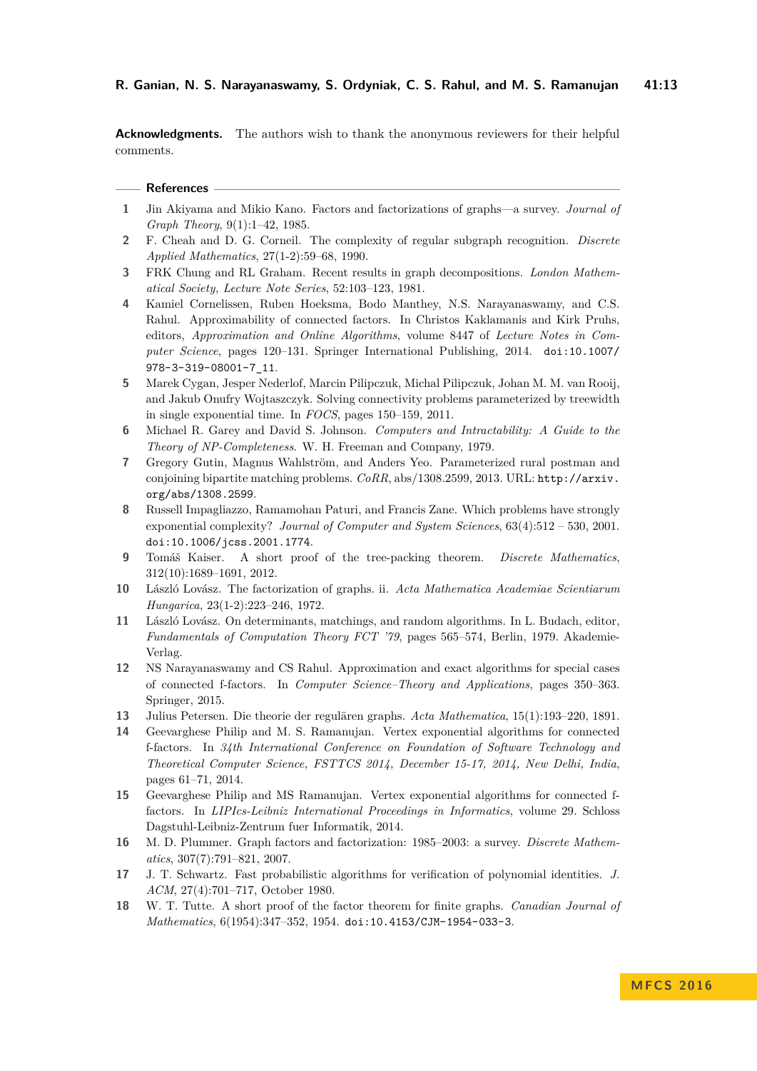**Acknowledgments.** The authors wish to thank the anonymous reviewers for their helpful comments.

## References

1. Jin Akiyama and Mikio Kano. Factors and factorizations of graphs—a survey. *Journal of Graph Theory*, 9(1):1–42, 1985.
2. F. Cheah and D. G. Corneil. The complexity of regular subgraph recognition. *Discrete Applied Mathematics*, 27(1-2):59–68, 1990.
3. FRK Chung and RL Graham. Recent results in graph decompositions. *London Mathematical Society, Lecture Note Series*, 52:103–123, 1981.
4. Kamiel Cornelissen, Ruben Hoeksma, Bodo Manthey, N.S. Narayanaswamy, and C.S. Rahul. Approximability of connected factors. In Christos Kaklamanis and Kirk Pruhs, editors, *Approximation and Online Algorithms*, volume 8447 of *Lecture Notes in Computer Science*, pages 120–131. Springer International Publishing, 2014. doi:10.1007/978-3-319-08001-7_11.
5. Marek Cygan, Jesper Nederlof, Marcin Pilipczuk, Michal Pilipczuk, Johan M. M. van Rooij, and Jakub Onufry Wojtaszczyk. Solving connectivity problems parameterized by treewidth in single exponential time. In *FOCS*, pages 150–159, 2011.
6. Michael R. Garey and David S. Johnson. *Computers and Intractability: A Guide to the Theory of NP-Completeness*. W. H. Freeman and Company, 1979.
7. Gregory Gutin, Magnus Wahlström, and Anders Yeo. Parameterized rural postman and conjoining bipartite matching problems. *CoRR*, abs/1308.2599, 2013. URL: http://arxiv.org/abs/1308.2599.
8. Russell Impagliazzo, Ramamohan Paturi, and Francis Zane. Which problems have strongly exponential complexity? *Journal of Computer and System Sciences*, 63(4):512 – 530, 2001. doi:10.1006/jcss.2001.1774.
9. Tomáš Kaiser. A short proof of the tree-packing theorem. *Discrete Mathematics*, 312(10):1689–1691, 2012.
10. László Lovász. The factorization of graphs. ii. *Acta Mathematica Academiae Scientiarum Hungarica*, 23(1-2):223–246, 1972.
11. László Lovász. On determinants, matchings, and random algorithms. In L. Budach, editor, *Fundamentals of Computation Theory FCT '79*, pages 565–574, Berlin, 1979. Akademie-Verlag.
12. NS Narayanaswamy and CS Rahul. Approximation and exact algorithms for special cases of connected f-factors. In *Computer Science–Theory and Applications*, pages 350–363. Springer, 2015.
13. Julius Petersen. Die theorie der regulären graphs. *Acta Mathematica*, 15(1):193–220, 1891.
14. Geevarghese Philip and M. S. Ramanujan. Vertex exponential algorithms for connected f-factors. In *34th International Conference on Foundation of Software Technology and Theoretical Computer Science, FSTTCS 2014, December 15-17, 2014, New Delhi, India*, pages 61–71, 2014.
15. Geevarghese Philip and MS Ramanujan. Vertex exponential algorithms for connected f-factors. In *LIPIcs-Leibniz International Proceedings in Informatics*, volume 29. Schloss Dagstuhl-Leibniz-Zentrum fuer Informatik, 2014.
16. M. D. Plummer. Graph factors and factorization: 1985–2003: a survey. *Discrete Mathematics*, 307(7):791–821, 2007.
17. J. T. Schwartz. Fast probabilistic algorithms for verification of polynomial identities. *J. ACM*, 27(4):701–717, October 1980.
18. W. T. Tutte. A short proof of the factor theorem for finite graphs. *Canadian Journal of Mathematics*, 6(1954):347–352, 1954. doi:10.4153/CJM-1954-033-3.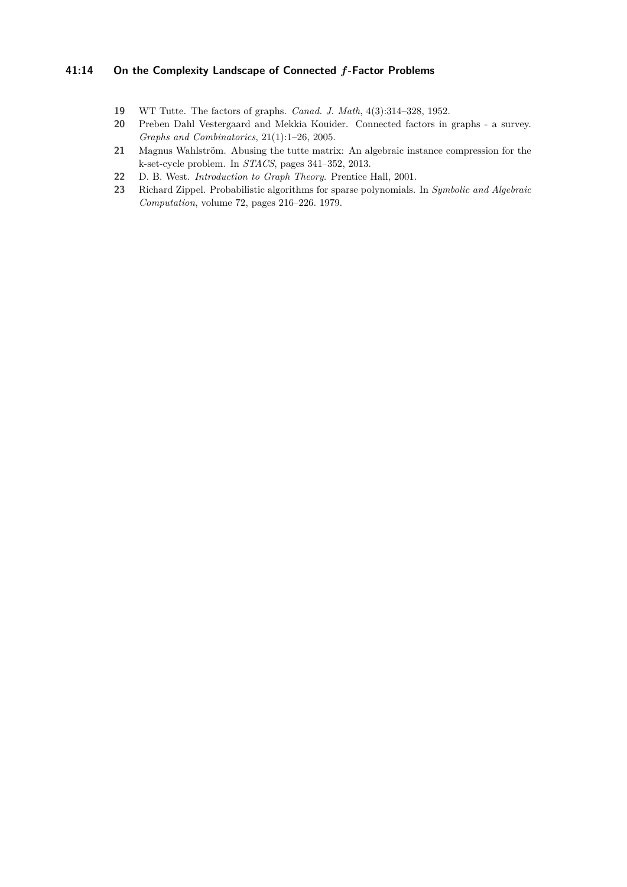19 WT Tutte. The factors of graphs. *Canad. J. Math*, 4(3):314–328, 1952.

20 Preben Dahl Vestergaard and Mekkia Kouider. Connected factors in graphs - a survey. *Graphs and Combinatorics*, 21(1):1–26, 2005.

21 Magnus Wahlström. Abusing the tutte matrix: An algebraic instance compression for the k-set-cycle problem. In *STACS*, pages 341–352, 2013.

22 D. B. West. *Introduction to Graph Theory*. Prentice Hall, 2001.

23 Richard Zippel. Probabilistic algorithms for sparse polynomials. In *Symbolic and Algebraic Computation*, volume 72, pages 216–226. 1979.